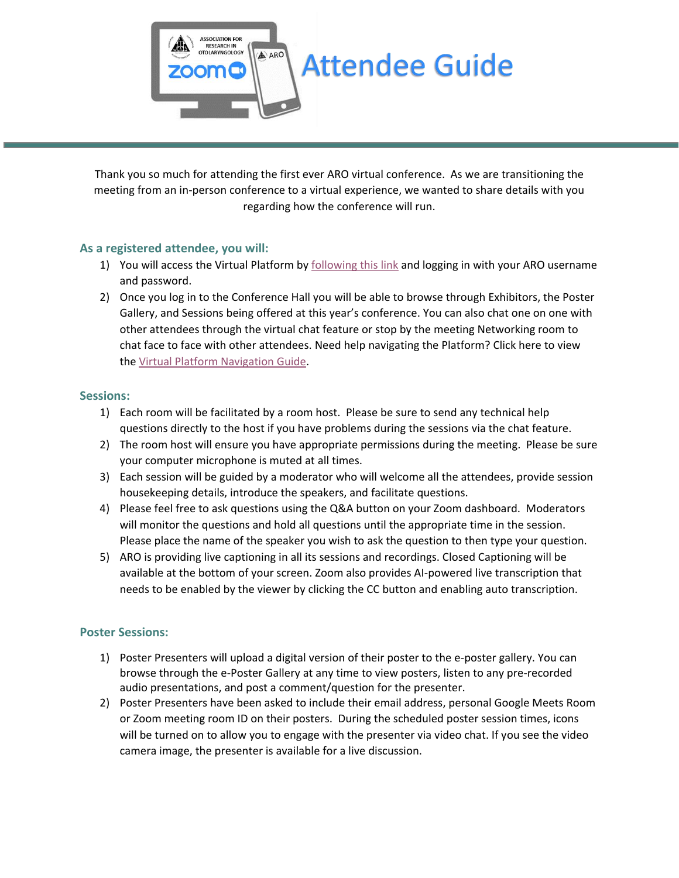# Attendee Guide

Thank you so much for attending the first ever ARO virtual conference. As we are transitioning the meeting from an in-person conference to a virtual experience, we wanted to share details with you regarding how the conference will run.

### As a registered attendee, you will:

1) You will access the Virtual Platform by following this link and logging in with your ARO username and password.
2) Once you log in to the Conference Hall you will be able to browse through Exhibitors, the Poster Gallery, and Sessions being offered at this year's conference. You can also chat one on one with other attendees through the virtual chat feature or stop by the meeting Networking room to chat face to face with other attendees. Need help navigating the Platform? Click here to view the Virtual Platform Navigation Guide.

### Sessions:

1) Each room will be facilitated by a room host. Please be sure to send any technical help questions directly to the host if you have problems during the sessions via the chat feature.
2) The room host will ensure you have appropriate permissions during the meeting. Please be sure your computer microphone is muted at all times.
3) Each session will be guided by a moderator who will welcome all the attendees, provide session housekeeping details, introduce the speakers, and facilitate questions.
4) Please feel free to ask questions using the Q&A button on your Zoom dashboard. Moderators will monitor the questions and hold all questions until the appropriate time in the session. Please place the name of the speaker you wish to ask the question to then type your question.
5) ARO is providing live captioning in all its sessions and recordings. Closed Captioning will be available at the bottom of your screen. Zoom also provides AI-powered live transcription that needs to be enabled by the viewer by clicking the CC button and enabling auto transcription.

### Poster Sessions:

1) Poster Presenters will upload a digital version of their poster to the e-poster gallery. You can browse through the e-Poster Gallery at any time to view posters, listen to any pre-recorded audio presentations, and post a comment/question for the presenter.
2) Poster Presenters have been asked to include their email address, personal Google Meets Room or Zoom meeting room ID on their posters. During the scheduled poster session times, icons will be turned on to allow you to engage with the presenter via video chat. If you see the video camera image, the presenter is available for a live discussion.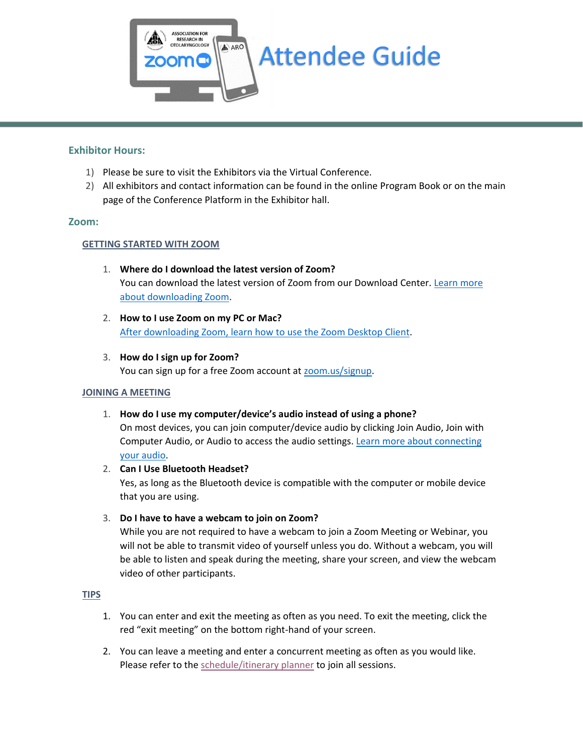# Attendee Guide

## Exhibitor Hours:

1) Please be sure to visit the Exhibitors via the Virtual Conference.
2) All exhibitors and contact information can be found in the online Program Book or on the main page of the Conference Platform in the Exhibitor hall.

## Zoom:

### GETTING STARTED WITH ZOOM

1. **Where do I download the latest version of Zoom?**
   You can download the latest version of Zoom from our Download Center. Learn more about downloading Zoom.

2. **How to I use Zoom on my PC or Mac?**
   After downloading Zoom, learn how to use the Zoom Desktop Client.

3. **How do I sign up for Zoom?**
   You can sign up for a free Zoom account at zoom.us/signup.

### JOINING A MEETING

1. **How do I use my computer/device's audio instead of using a phone?**
   On most devices, you can join computer/device audio by clicking Join Audio, Join with Computer Audio, or Audio to access the audio settings. Learn more about connecting your audio.
2. **Can I Use Bluetooth Headset?**
   Yes, as long as the Bluetooth device is compatible with the computer or mobile device that you are using.

3. **Do I have to have a webcam to join on Zoom?**
   While you are not required to have a webcam to join a Zoom Meeting or Webinar, you will not be able to transmit video of yourself unless you do. Without a webcam, you will be able to listen and speak during the meeting, share your screen, and view the webcam video of other participants.

### TIPS

1. You can enter and exit the meeting as often as you need. To exit the meeting, click the red "exit meeting" on the bottom right-hand of your screen.

2. You can leave a meeting and enter a concurrent meeting as often as you would like. Please refer to the schedule/itinerary planner to join all sessions.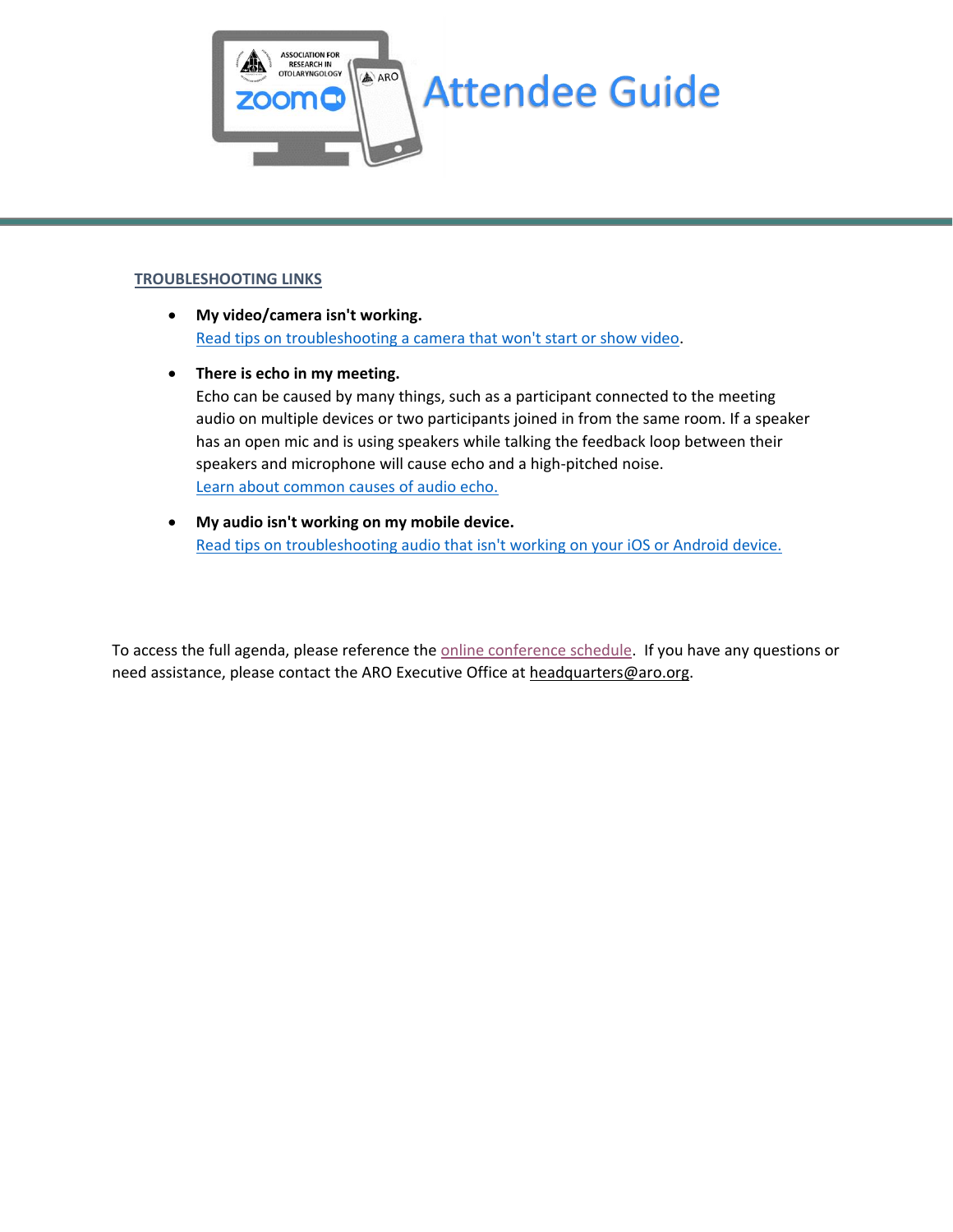# Attendee Guide

## TROUBLESHOOTING LINKS

- **My video/camera isn't working.**
  Read tips on troubleshooting a camera that won't start or show video.

- **There is echo in my meeting.**
  Echo can be caused by many things, such as a participant connected to the meeting audio on multiple devices or two participants joined in from the same room. If a speaker has an open mic and is using speakers while talking the feedback loop between their speakers and microphone will cause echo and a high-pitched noise.
  Learn about common causes of audio echo.

- **My audio isn't working on my mobile device.**
  Read tips on troubleshooting audio that isn't working on your iOS or Android device.

To access the full agenda, please reference the online conference schedule. If you have any questions or need assistance, please contact the ARO Executive Office at headquarters@aro.org.